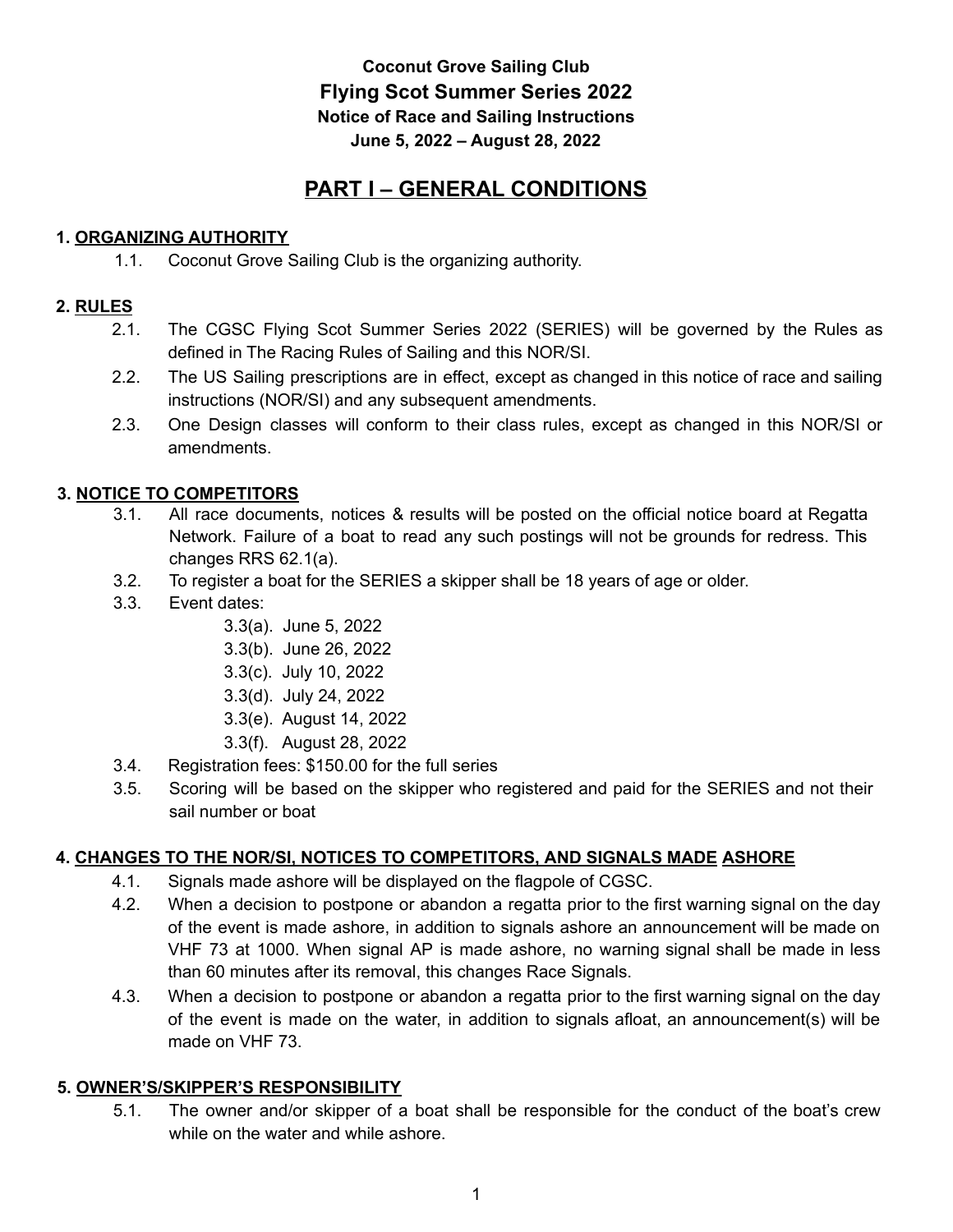**Coconut Grove Sailing Club**

**Flying Scot Summer Series 2022**

**Notice of Race and Sailing Instructions**

**June 5, 2022 – August 28, 2022**

# PART I – GENERAL CONDITIONS

## 1. ORGANIZING AUTHORITY

1.1. Coconut Grove Sailing Club is the organizing authority.

## 2. RULES

2.1. The CGSC Flying Scot Summer Series 2022 (SERIES) will be governed by the Rules as defined in The Racing Rules of Sailing and this NOR/SI.

2.2. The US Sailing prescriptions are in effect, except as changed in this notice of race and sailing instructions (NOR/SI) and any subsequent amendments.

2.3. One Design classes will conform to their class rules, except as changed in this NOR/SI or amendments.

## 3. NOTICE TO COMPETITORS

3.1. All race documents, notices & results will be posted on the official notice board at Regatta Network. Failure of a boat to read any such postings will not be grounds for redress. This changes RRS 62.1(a).

3.2. To register a boat for the SERIES a skipper shall be 18 years of age or older.

3.3. Event dates:

- 3.3(a). June 5, 2022
- 3.3(b). June 26, 2022
- 3.3(c). July 10, 2022
- 3.3(d). July 24, 2022
- 3.3(e). August 14, 2022
- 3.3(f). August 28, 2022

3.4. Registration fees: $150.00 for the full series

3.5. Scoring will be based on the skipper who registered and paid for the SERIES and not their sail number or boat

## 4. CHANGES TO THE NOR/SI, NOTICES TO COMPETITORS, AND SIGNALS MADE ASHORE

4.1. Signals made ashore will be displayed on the flagpole of CGSC.

4.2. When a decision to postpone or abandon a regatta prior to the first warning signal on the day of the event is made ashore, in addition to signals ashore an announcement will be made on VHF 73 at 1000. When signal AP is made ashore, no warning signal shall be made in less than 60 minutes after its removal, this changes Race Signals.

4.3. When a decision to postpone or abandon a regatta prior to the first warning signal on the day of the event is made on the water, in addition to signals afloat, an announcement(s) will be made on VHF 73.

## 5. OWNER'S/SKIPPER'S RESPONSIBILITY

5.1. The owner and/or skipper of a boat shall be responsible for the conduct of the boat's crew while on the water and while ashore.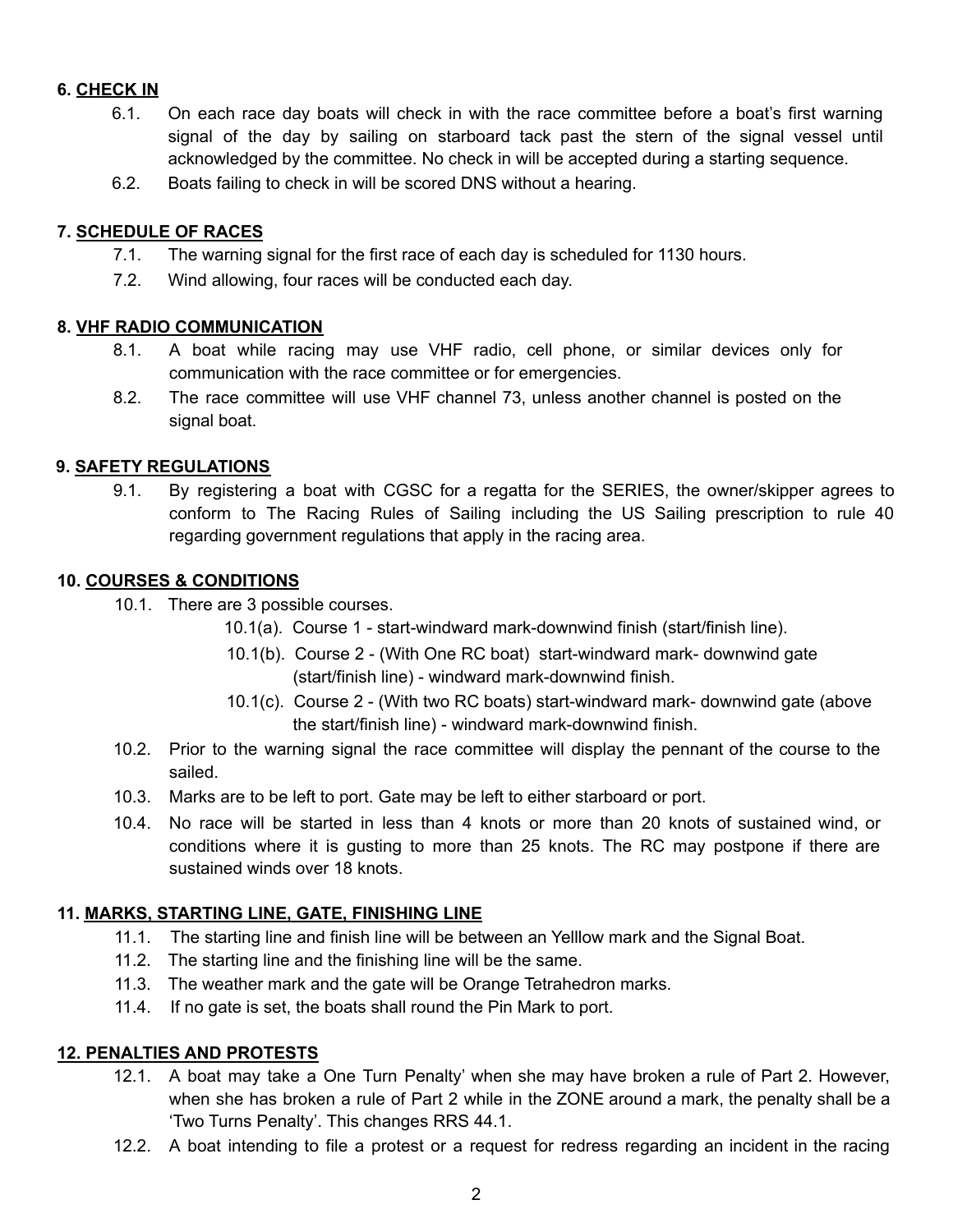## 6. CHECK IN

6.1. On each race day boats will check in with the race committee before a boat's first warning signal of the day by sailing on starboard tack past the stern of the signal vessel until acknowledged by the committee. No check in will be accepted during a starting sequence.

6.2. Boats failing to check in will be scored DNS without a hearing.

## 7. SCHEDULE OF RACES

7.1. The warning signal for the first race of each day is scheduled for 1130 hours.

7.2. Wind allowing, four races will be conducted each day.

## 8. VHF RADIO COMMUNICATION

8.1. A boat while racing may use VHF radio, cell phone, or similar devices only for communication with the race committee or for emergencies.

8.2. The race committee will use VHF channel 73, unless another channel is posted on the signal boat.

## 9. SAFETY REGULATIONS

9.1. By registering a boat with CGSC for a regatta for the SERIES, the owner/skipper agrees to conform to The Racing Rules of Sailing including the US Sailing prescription to rule 40 regarding government regulations that apply in the racing area.

## 10. COURSES & CONDITIONS

10.1. There are 3 possible courses.

10.1(a). Course 1 - start-windward mark-downwind finish (start/finish line).

10.1(b). Course 2 - (With One RC boat) start-windward mark- downwind gate (start/finish line) - windward mark-downwind finish.

10.1(c). Course 2 - (With two RC boats) start-windward mark- downwind gate (above the start/finish line) - windward mark-downwind finish.

10.2. Prior to the warning signal the race committee will display the pennant of the course to the sailed.

10.3. Marks are to be left to port. Gate may be left to either starboard or port.

10.4. No race will be started in less than 4 knots or more than 20 knots of sustained wind, or conditions where it is gusting to more than 25 knots. The RC may postpone if there are sustained winds over 18 knots.

## 11. MARKS, STARTING LINE, GATE, FINISHING LINE

11.1. The starting line and finish line will be between an Yelllow mark and the Signal Boat.

11.2. The starting line and the finishing line will be the same.

11.3. The weather mark and the gate will be Orange Tetrahedron marks.

11.4. If no gate is set, the boats shall round the Pin Mark to port.

## 12. PENALTIES AND PROTESTS

12.1. A boat may take a One Turn Penalty' when she may have broken a rule of Part 2. However, when she has broken a rule of Part 2 while in the ZONE around a mark, the penalty shall be a 'Two Turns Penalty'. This changes RRS 44.1.

12.2. A boat intending to file a protest or a request for redress regarding an incident in the racing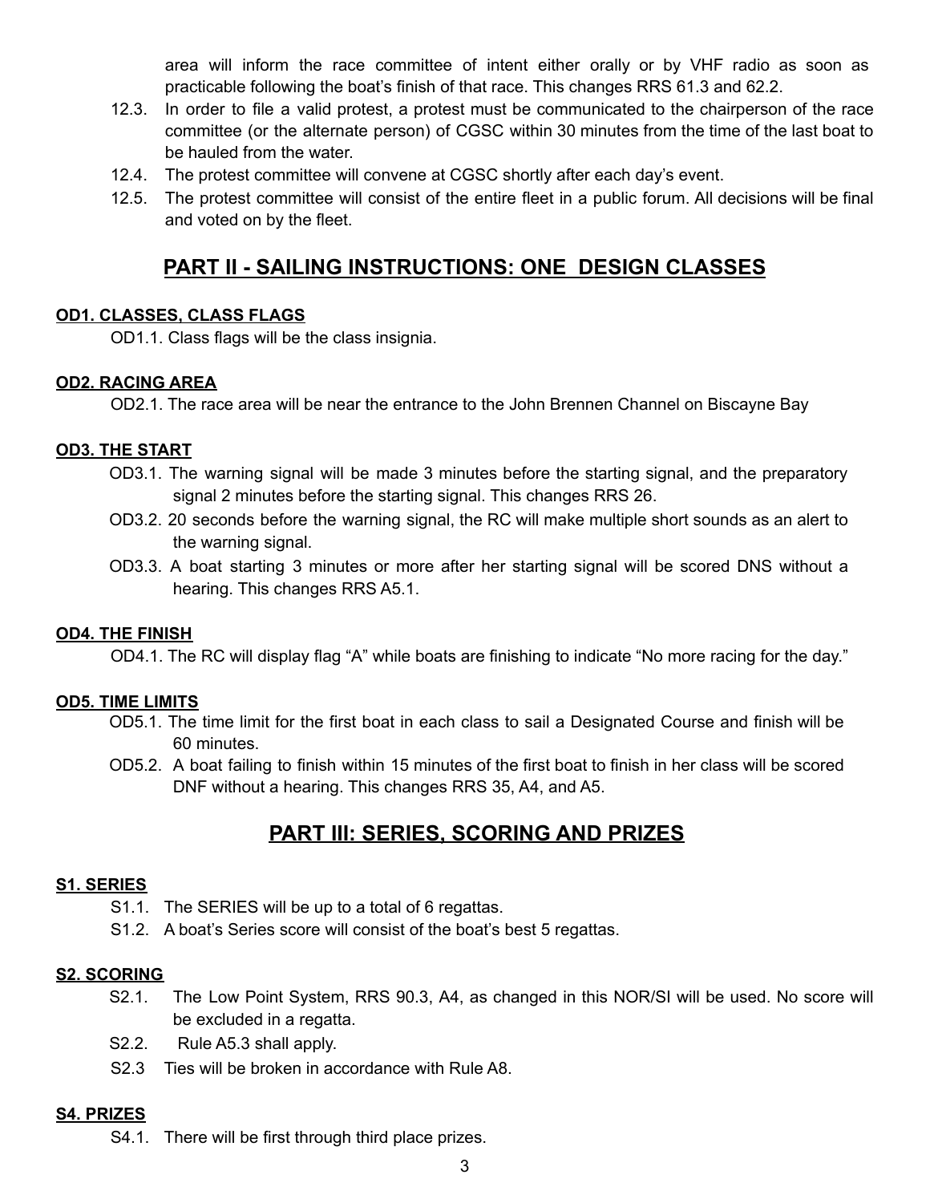area will inform the race committee of intent either orally or by VHF radio as soon as practicable following the boat's finish of that race. This changes RRS 61.3 and 62.2.

12.3. In order to file a valid protest, a protest must be communicated to the chairperson of the race committee (or the alternate person) of CGSC within 30 minutes from the time of the last boat to be hauled from the water.

12.4. The protest committee will convene at CGSC shortly after each day's event.

12.5. The protest committee will consist of the entire fleet in a public forum. All decisions will be final and voted on by the fleet.

## PART II - SAILING INSTRUCTIONS: ONE DESIGN CLASSES

### OD1. CLASSES, CLASS FLAGS

OD1.1. Class flags will be the class insignia.

### OD2. RACING AREA

OD2.1. The race area will be near the entrance to the John Brennen Channel on Biscayne Bay

### OD3. THE START

OD3.1. The warning signal will be made 3 minutes before the starting signal, and the preparatory signal 2 minutes before the starting signal. This changes RRS 26.

OD3.2. 20 seconds before the warning signal, the RC will make multiple short sounds as an alert to the warning signal.

OD3.3. A boat starting 3 minutes or more after her starting signal will be scored DNS without a hearing. This changes RRS A5.1.

### OD4. THE FINISH

OD4.1. The RC will display flag "A" while boats are finishing to indicate "No more racing for the day."

### OD5. TIME LIMITS

OD5.1. The time limit for the first boat in each class to sail a Designated Course and finish will be 60 minutes.

OD5.2. A boat failing to finish within 15 minutes of the first boat to finish in her class will be scored DNF without a hearing. This changes RRS 35, A4, and A5.

## PART III: SERIES, SCORING AND PRIZES

### S1. SERIES

S1.1. The SERIES will be up to a total of 6 regattas.

S1.2. A boat's Series score will consist of the boat's best 5 regattas.

### S2. SCORING

S2.1. The Low Point System, RRS 90.3, A4, as changed in this NOR/SI will be used. No score will be excluded in a regatta.

S2.2. Rule A5.3 shall apply.

S2.3 Ties will be broken in accordance with Rule A8.

### S4. PRIZES

S4.1. There will be first through third place prizes.